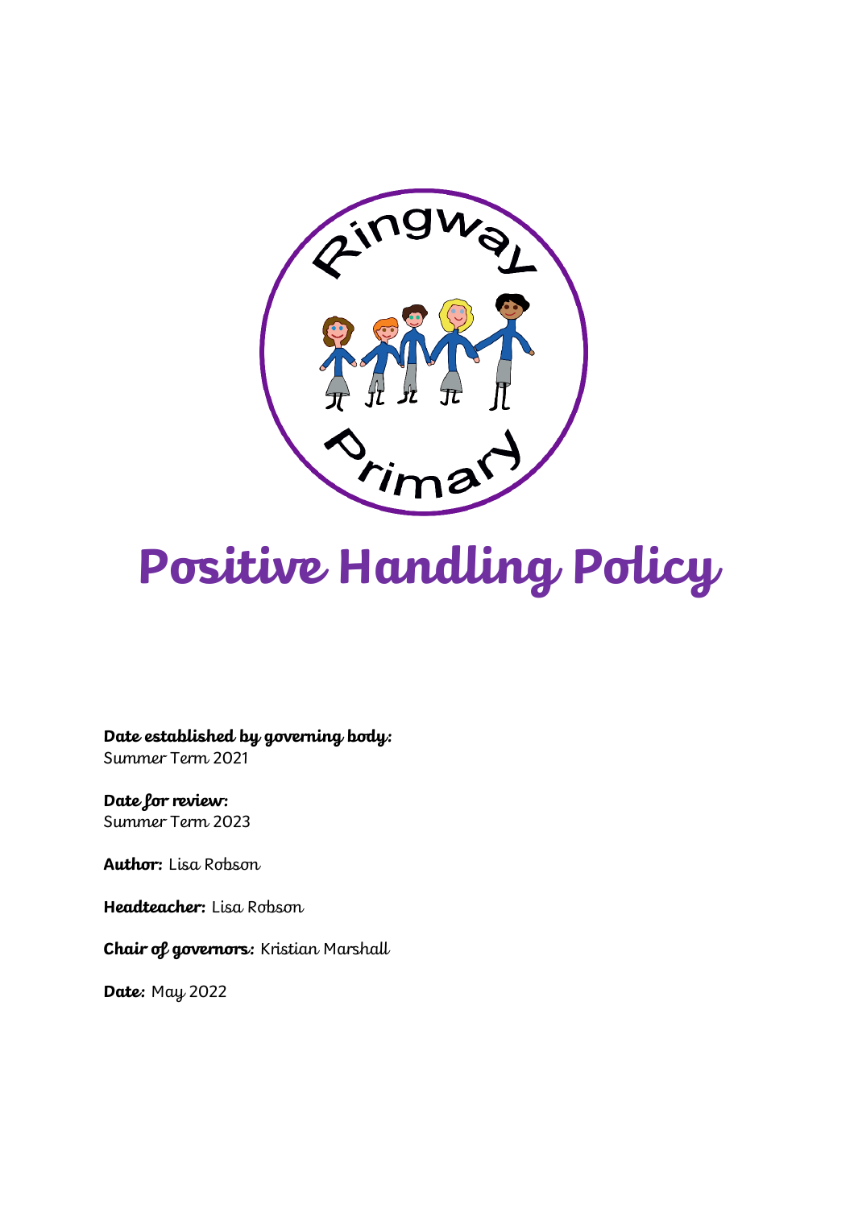# Positive Handling Policy

**Date established by governing body:**
Summer Term 2021

**Date for review:**
Summer Term 2023

**Author:** Lisa Robson

**Headteacher:** Lisa Robson

**Chair of governors:** Kristian Marshall

**Date:** May 2022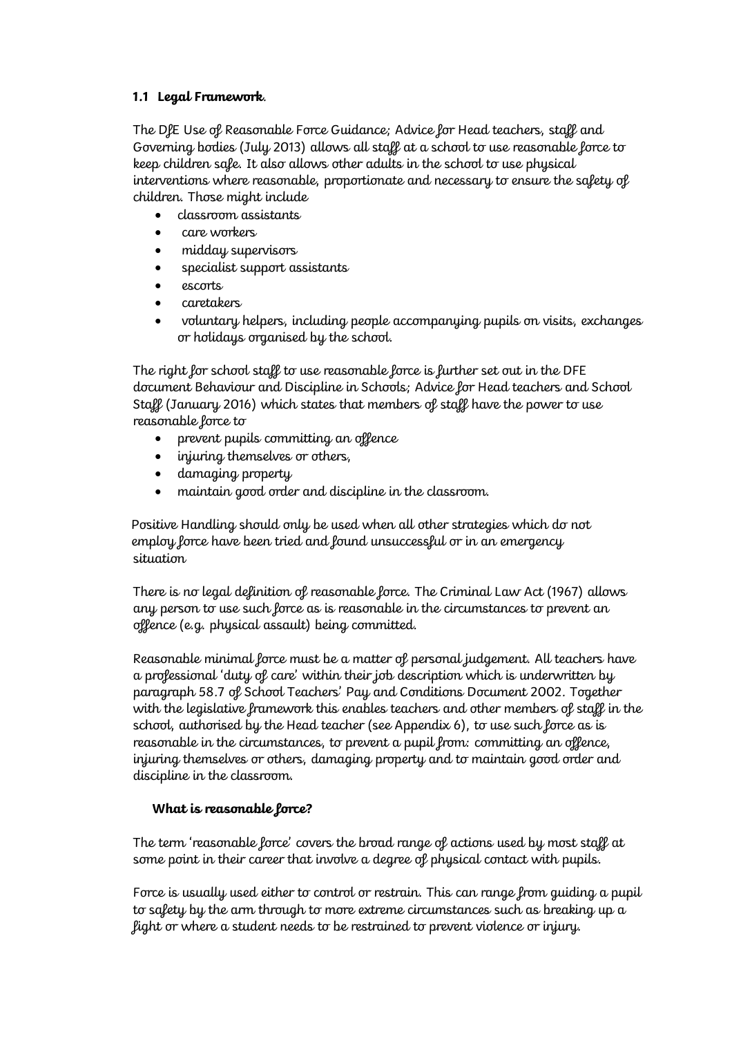### 1.1 Legal Framework.

The DfE Use of Reasonable Force Guidance; Advice for Head teachers, staff and Governing bodies (July 2013) allows all staff at a school to use reasonable force to keep children safe. It also allows other adults in the school to use physical interventions where reasonable, proportionate and necessary to ensure the safety of children. Those might include

- classroom assistants
- care workers
- midday supervisors
- specialist support assistants
- escorts
- caretakers
- voluntary helpers, including people accompanying pupils on visits, exchanges or holidays organised by the school.

The right for school staff to use reasonable force is further set out in the DFE document Behaviour and Discipline in Schools; Advice for Head teachers and School Staff (January 2016) which states that members of staff have the power to use reasonable force to

- prevent pupils committing an offence
- injuring themselves or others,
- damaging property
- maintain good order and discipline in the classroom.

Positive Handling should only be used when all other strategies which do not employ force have been tried and found unsuccessful or in an emergency situation

There is no legal definition of reasonable force. The Criminal Law Act (1967) allows any person to use such force as is reasonable in the circumstances to prevent an offence (e.g. physical assault) being committed.

Reasonable minimal force must be a matter of personal judgement. All teachers have a professional 'duty of care' within their job description which is underwritten by paragraph 58.7 of School Teachers' Pay and Conditions Document 2002. Together with the legislative framework this enables teachers and other members of staff in the school, authorised by the Head teacher (see Appendix 6), to use such force as is reasonable in the circumstances, to prevent a pupil from: committing an offence, injuring themselves or others, damaging property and to maintain good order and discipline in the classroom.

#### What is reasonable force?

The term 'reasonable force' covers the broad range of actions used by most staff at some point in their career that involve a degree of physical contact with pupils.

Force is usually used either to control or restrain. This can range from guiding a pupil to safety by the arm through to more extreme circumstances such as breaking up a fight or where a student needs to be restrained to prevent violence or injury.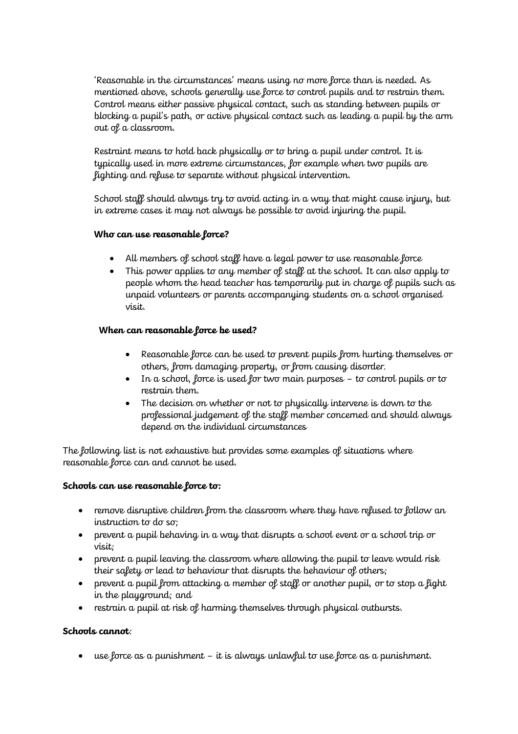'Reasonable in the circumstances' means using no more force than is needed. As mentioned above, schools generally use force to control pupils and to restrain them. Control means either passive physical contact, such as standing between pupils or blocking a pupil's path, or active physical contact such as leading a pupil by the arm out of a classroom.

Restraint means to hold back physically or to bring a pupil under control. It is typically used in more extreme circumstances, for example when two pupils are fighting and refuse to separate without physical intervention.

School staff should always try to avoid acting in a way that might cause injury, but in extreme cases it may not always be possible to avoid injuring the pupil.

**Who can use reasonable force?**

- All members of school staff have a legal power to use reasonable force
- This power applies to any member of staff at the school. It can also apply to people whom the head teacher has temporarily put in charge of pupils such as unpaid volunteers or parents accompanying students on a school organised visit.

**When can reasonable force be used?**

- Reasonable force can be used to prevent pupils from hurting themselves or others, from damaging property, or from causing disorder.
- In a school, force is used for two main purposes – to control pupils or to restrain them.
- The decision on whether or not to physically intervene is down to the professional judgement of the staff member concerned and should always depend on the individual circumstances

The following list is not exhaustive but provides some examples of situations where reasonable force can and cannot be used.

**Schools can use reasonable force to:**

- remove disruptive children from the classroom where they have refused to follow an instruction to do so;
- prevent a pupil behaving in a way that disrupts a school event or a school trip or visit;
- prevent a pupil leaving the classroom where allowing the pupil to leave would risk their safety or lead to behaviour that disrupts the behaviour of others;
- prevent a pupil from attacking a member of staff or another pupil, or to stop a fight in the playground; and
- restrain a pupil at risk of harming themselves through physical outbursts.

**Schools cannot**:

- use force as a punishment – it is always unlawful to use force as a punishment.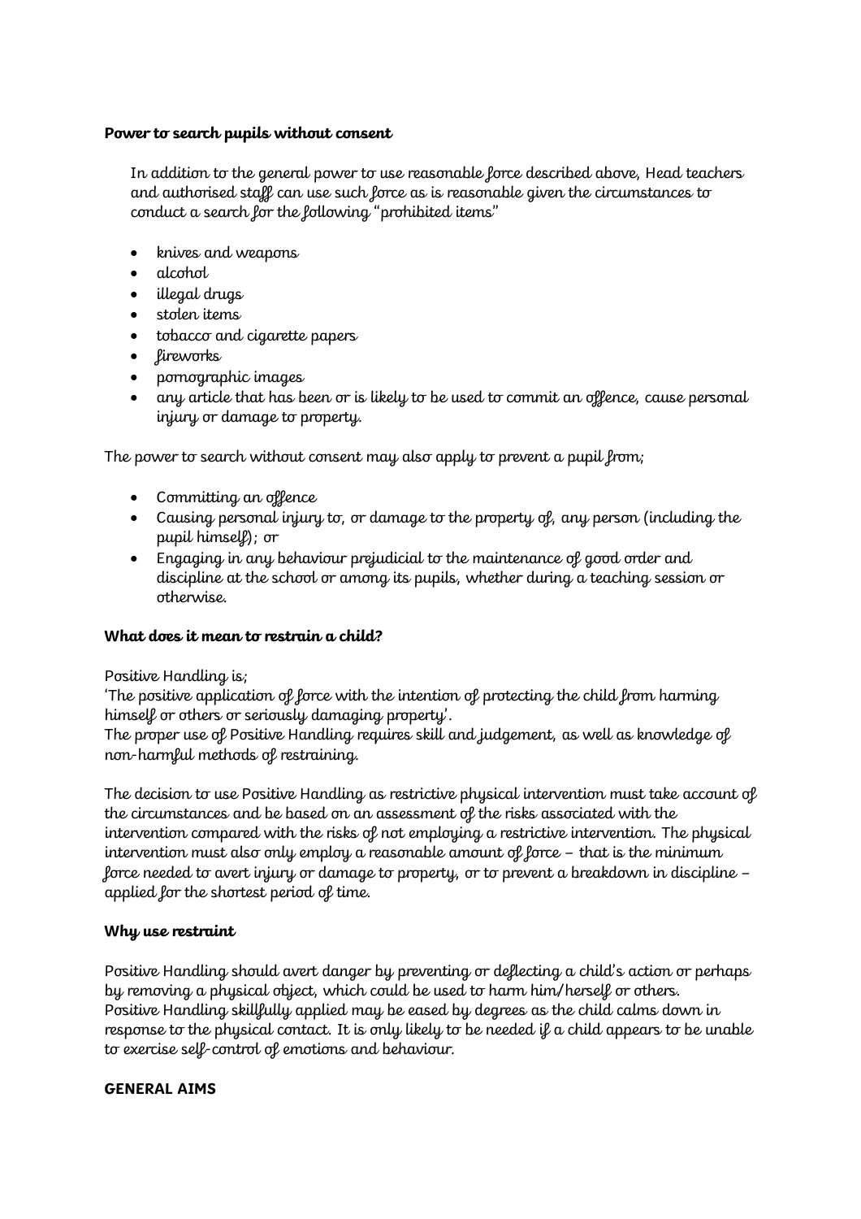**Power to search pupils without consent**

In addition to the general power to use reasonable force described above, Head teachers and authorised staff can use such force as is reasonable given the circumstances to conduct a search for the following "prohibited items"

- knives and weapons
- alcohol
- illegal drugs
- stolen items
- tobacco and cigarette papers
- fireworks
- pornographic images
- any article that has been or is likely to be used to commit an offence, cause personal injury or damage to property.

The power to search without consent may also apply to prevent a pupil from;

- Committing an offence
- Causing personal injury to, or damage to the property of, any person (including the pupil himself); or
- Engaging in any behaviour prejudicial to the maintenance of good order and discipline at the school or among its pupils, whether during a teaching session or otherwise.

**What does it mean to restrain a child?**

Positive Handling is;
'The positive application of force with the intention of protecting the child from harming himself or others or seriously damaging property'.
The proper use of Positive Handling requires skill and judgement, as well as knowledge of non-harmful methods of restraining.

The decision to use Positive Handling as restrictive physical intervention must take account of the circumstances and be based on an assessment of the risks associated with the intervention compared with the risks of not employing a restrictive intervention. The physical intervention must also only employ a reasonable amount of force – that is the minimum force needed to avert injury or damage to property, or to prevent a breakdown in discipline – applied for the shortest period of time.

**Why use restraint**

Positive Handling should avert danger by preventing or deflecting a child's action or perhaps by removing a physical object, which could be used to harm him/herself or others.
Positive Handling skillfully applied may be eased by degrees as the child calms down in response to the physical contact. It is only likely to be needed if a child appears to be unable to exercise self-control of emotions and behaviour.

**GENERAL AIMS**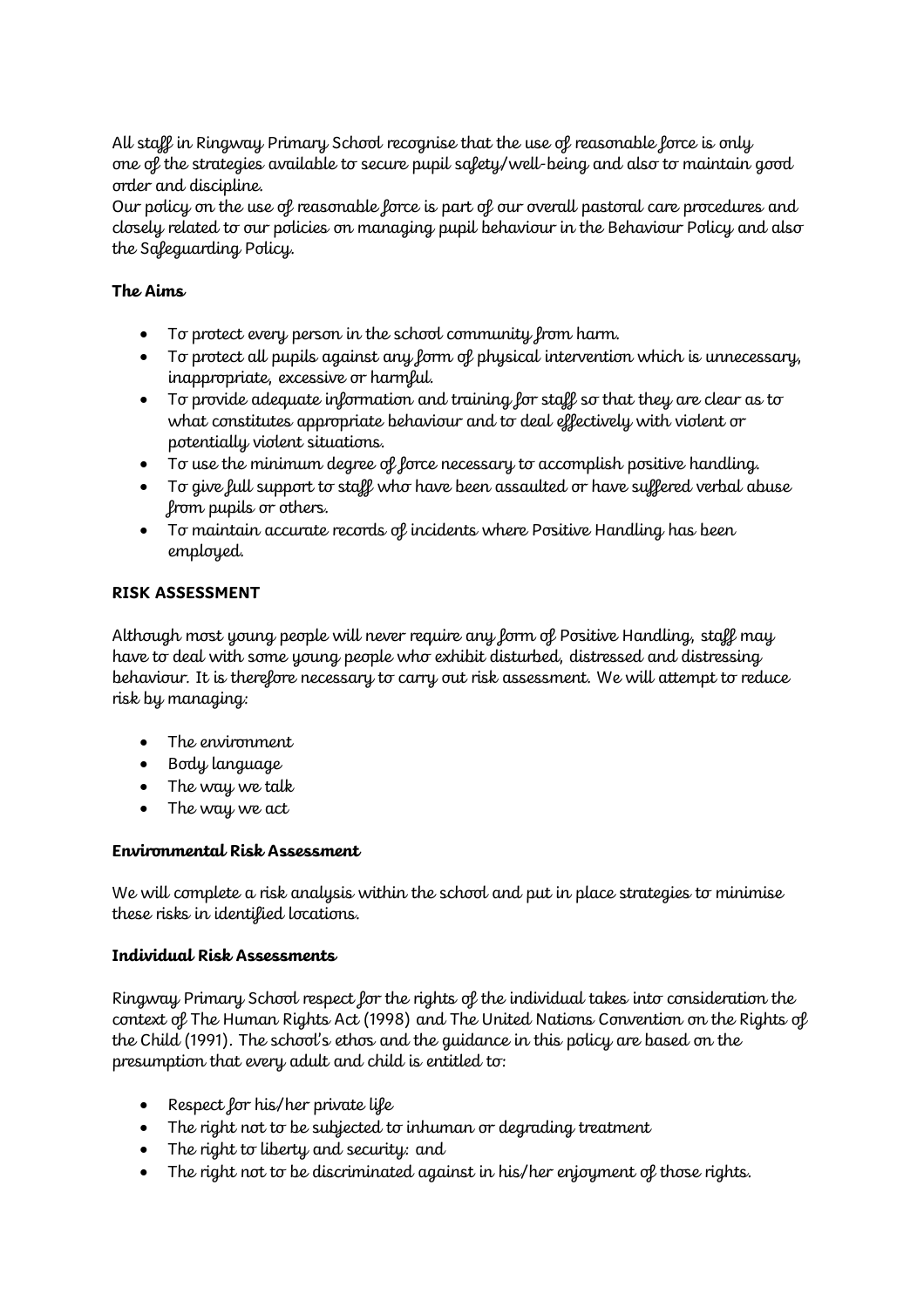All staff in Ringway Primary School recognise that the use of reasonable force is only one of the strategies available to secure pupil safety/well-being and also to maintain good order and discipline.

Our policy on the use of reasonable force is part of our overall pastoral care procedures and closely related to our policies on managing pupil behaviour in the Behaviour Policy and also the Safeguarding Policy.

**The Aims**

- To protect every person in the school community from harm.
- To protect all pupils against any form of physical intervention which is unnecessary, inappropriate, excessive or harmful.
- To provide adequate information and training for staff so that they are clear as to what constitutes appropriate behaviour and to deal effectively with violent or potentially violent situations.
- To use the minimum degree of force necessary to accomplish positive handling.
- To give full support to staff who have been assaulted or have suffered verbal abuse from pupils or others.
- To maintain accurate records of incidents where Positive Handling has been employed.

**RISK ASSESSMENT**

Although most young people will never require any form of Positive Handling, staff may have to deal with some young people who exhibit disturbed, distressed and distressing behaviour. It is therefore necessary to carry out risk assessment. We will attempt to reduce risk by managing:

- The environment
- Body language
- The way we talk
- The way we act

**Environmental Risk Assessment**

We will complete a risk analysis within the school and put in place strategies to minimise these risks in identified locations.

**Individual Risk Assessments**

Ringway Primary School respect for the rights of the individual takes into consideration the context of The Human Rights Act (1998) and The United Nations Convention on the Rights of the Child (1991). The school's ethos and the guidance in this policy are based on the presumption that every adult and child is entitled to:

- Respect for his/her private life
- The right not to be subjected to inhuman or degrading treatment
- The right to liberty and security: and
- The right not to be discriminated against in his/her enjoyment of those rights.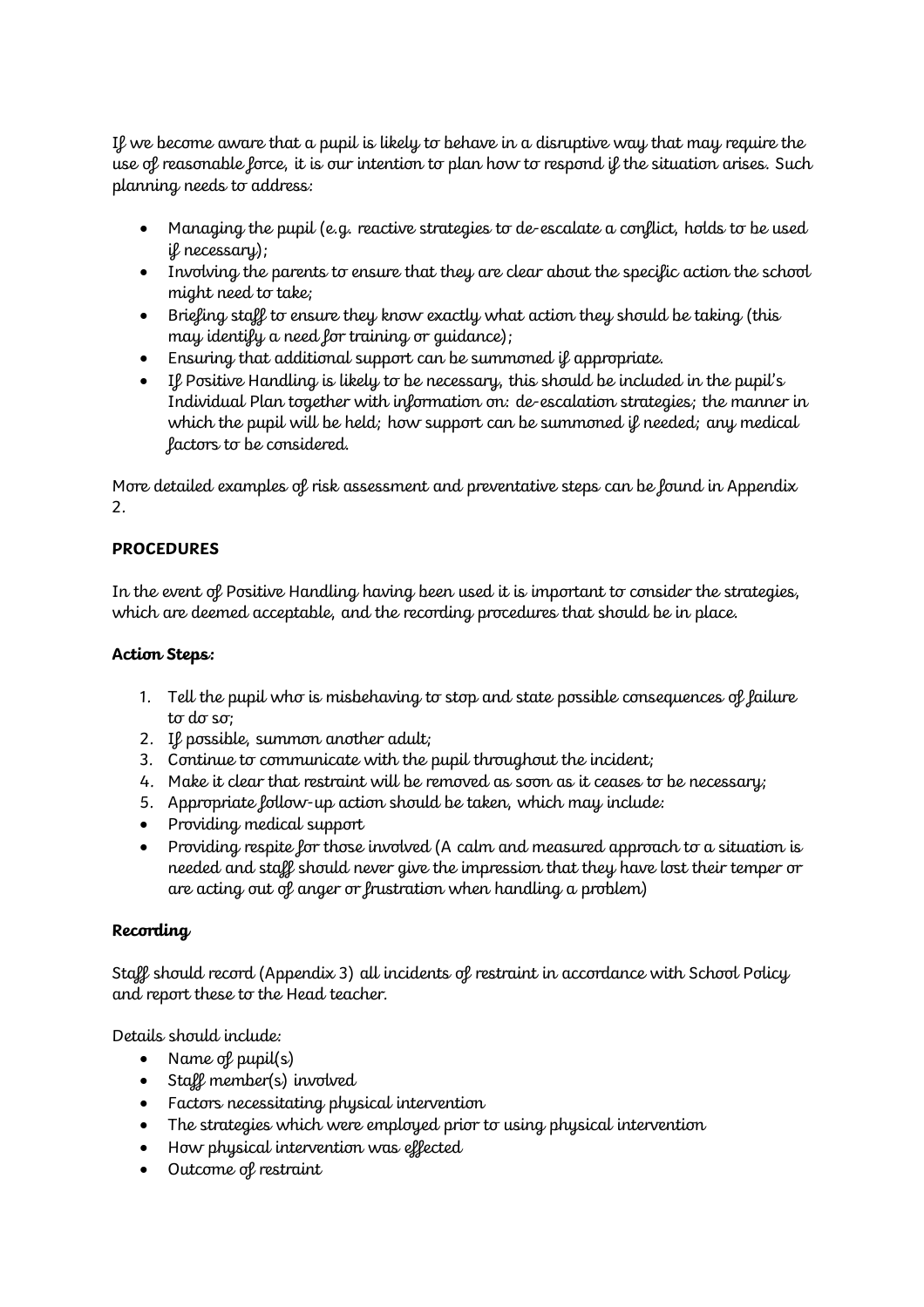If we become aware that a pupil is likely to behave in a disruptive way that may require the use of reasonable force, it is our intention to plan how to respond if the situation arises. Such planning needs to address:

- Managing the pupil (e.g. reactive strategies to de-escalate a conflict, holds to be used if necessary);
- Involving the parents to ensure that they are clear about the specific action the school might need to take;
- Briefing staff to ensure they know exactly what action they should be taking (this may identify a need for training or guidance);
- Ensuring that additional support can be summoned if appropriate.
- If Positive Handling is likely to be necessary, this should be included in the pupil's Individual Plan together with information on: de-escalation strategies; the manner in which the pupil will be held; how support can be summoned if needed; any medical factors to be considered.

More detailed examples of risk assessment and preventative steps can be found in Appendix 2.

## PROCEDURES

In the event of Positive Handling having been used it is important to consider the strategies, which are deemed acceptable, and the recording procedures that should be in place.

### Action Steps:

1. Tell the pupil who is misbehaving to stop and state possible consequences of failure to do so;
2. If possible, summon another adult;
3. Continue to communicate with the pupil throughout the incident;
4. Make it clear that restraint will be removed as soon as it ceases to be necessary;
5. Appropriate follow-up action should be taken, which may include:

- Providing medical support
- Providing respite for those involved (A calm and measured approach to a situation is needed and staff should never give the impression that they have lost their temper or are acting out of anger or frustration when handling a problem)

### Recording

Staff should record (Appendix 3) all incidents of restraint in accordance with School Policy and report these to the Head teacher.

Details should include:

- Name of pupil(s)
- Staff member(s) involved
- Factors necessitating physical intervention
- The strategies which were employed prior to using physical intervention
- How physical intervention was effected
- Outcome of restraint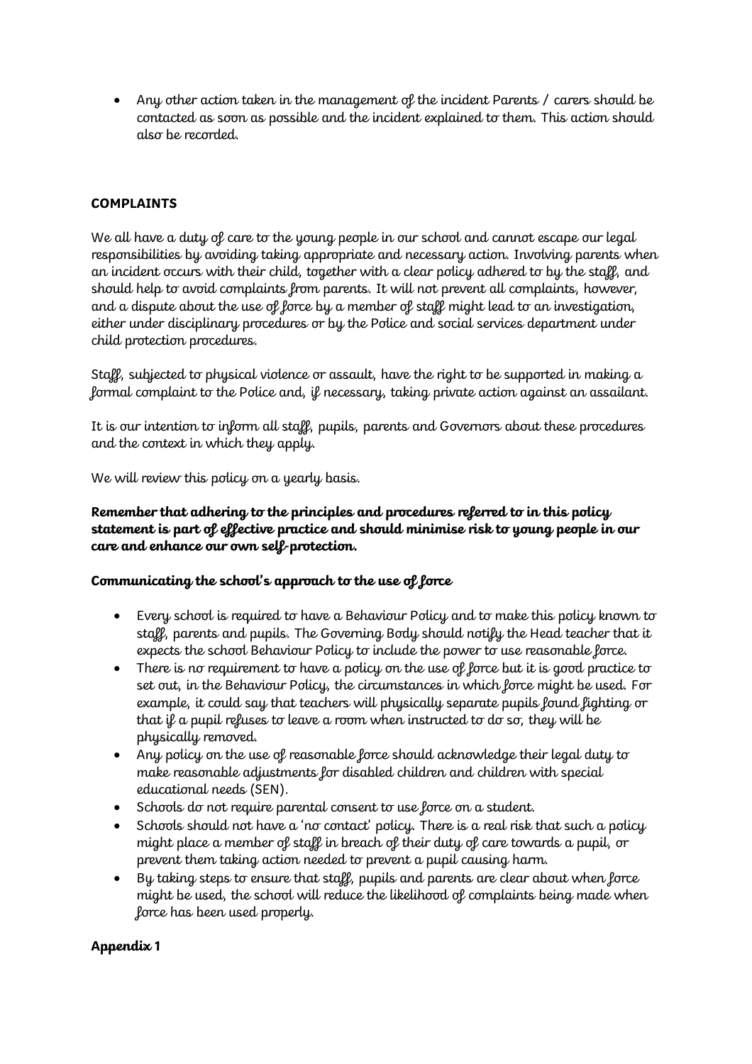- Any other action taken in the management of the incident Parents / carers should be contacted as soon as possible and the incident explained to them. This action should also be recorded.

**COMPLAINTS**

We all have a duty of care to the young people in our school and cannot escape our legal responsibilities by avoiding taking appropriate and necessary action. Involving parents when an incident occurs with their child, together with a clear policy adhered to by the staff, and should help to avoid complaints from parents. It will not prevent all complaints, however, and a dispute about the use of force by a member of staff might lead to an investigation, either under disciplinary procedures or by the Police and social services department under child protection procedures.

Staff, subjected to physical violence or assault, have the right to be supported in making a formal complaint to the Police and, if necessary, taking private action against an assailant.

It is our intention to inform all staff, pupils, parents and Governors about these procedures and the context in which they apply.

We will review this policy on a yearly basis.

**Remember that adhering to the principles and procedures referred to in this policy statement is part of effective practice and should minimise risk to young people in our care and enhance our own self-protection.**

**Communicating the school's approach to the use of force**

- Every school is required to have a Behaviour Policy and to make this policy known to staff, parents and pupils. The Governing Body should notify the Head teacher that it expects the school Behaviour Policy to include the power to use reasonable force.
- There is no requirement to have a policy on the use of force but it is good practice to set out, in the Behaviour Policy, the circumstances in which force might be used. For example, it could say that teachers will physically separate pupils found fighting or that if a pupil refuses to leave a room when instructed to do so, they will be physically removed.
- Any policy on the use of reasonable force should acknowledge their legal duty to make reasonable adjustments for disabled children and children with special educational needs (SEN).
- Schools do not require parental consent to use force on a student.
- Schools should not have a 'no contact' policy. There is a real risk that such a policy might place a member of staff in breach of their duty of care towards a pupil, or prevent them taking action needed to prevent a pupil causing harm.
- By taking steps to ensure that staff, pupils and parents are clear about when force might be used, the school will reduce the likelihood of complaints being made when force has been used properly.

**Appendix 1**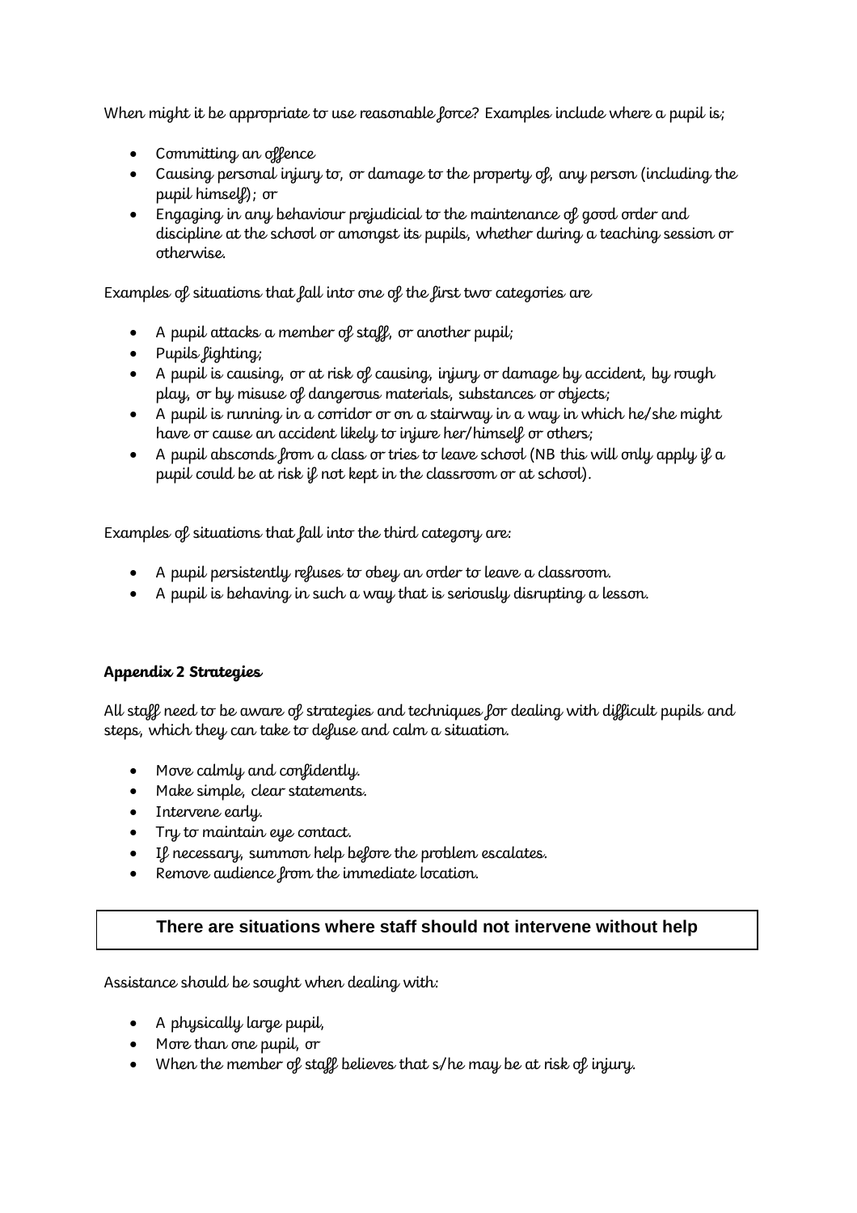When might it be appropriate to use reasonable force? Examples include where a pupil is;

- Committing an offence
- Causing personal injury to, or damage to the property of, any person (including the pupil himself); or
- Engaging in any behaviour prejudicial to the maintenance of good order and discipline at the school or amongst its pupils, whether during a teaching session or otherwise.

Examples of situations that fall into one of the first two categories are

- A pupil attacks a member of staff, or another pupil;
- Pupils fighting;
- A pupil is causing, or at risk of causing, injury or damage by accident, by rough play, or by misuse of dangerous materials, substances or objects;
- A pupil is running in a corridor or on a stairway in a way in which he/she might have or cause an accident likely to injure her/himself or others;
- A pupil absconds from a class or tries to leave school (NB this will only apply if a pupil could be at risk if not kept in the classroom or at school).

Examples of situations that fall into the third category are:

- A pupil persistently refuses to obey an order to leave a classroom.
- A pupil is behaving in such a way that is seriously disrupting a lesson.

**Appendix 2 Strategies**

All staff need to be aware of strategies and techniques for dealing with difficult pupils and steps, which they can take to defuse and calm a situation.

- Move calmly and confidently.
- Make simple, clear statements.
- Intervene early.
- Try to maintain eye contact.
- If necessary, summon help before the problem escalates.
- Remove audience from the immediate location.

**There are situations where staff should not intervene without help**

Assistance should be sought when dealing with:

- A physically large pupil,
- More than one pupil, or
- When the member of staff believes that s/he may be at risk of injury.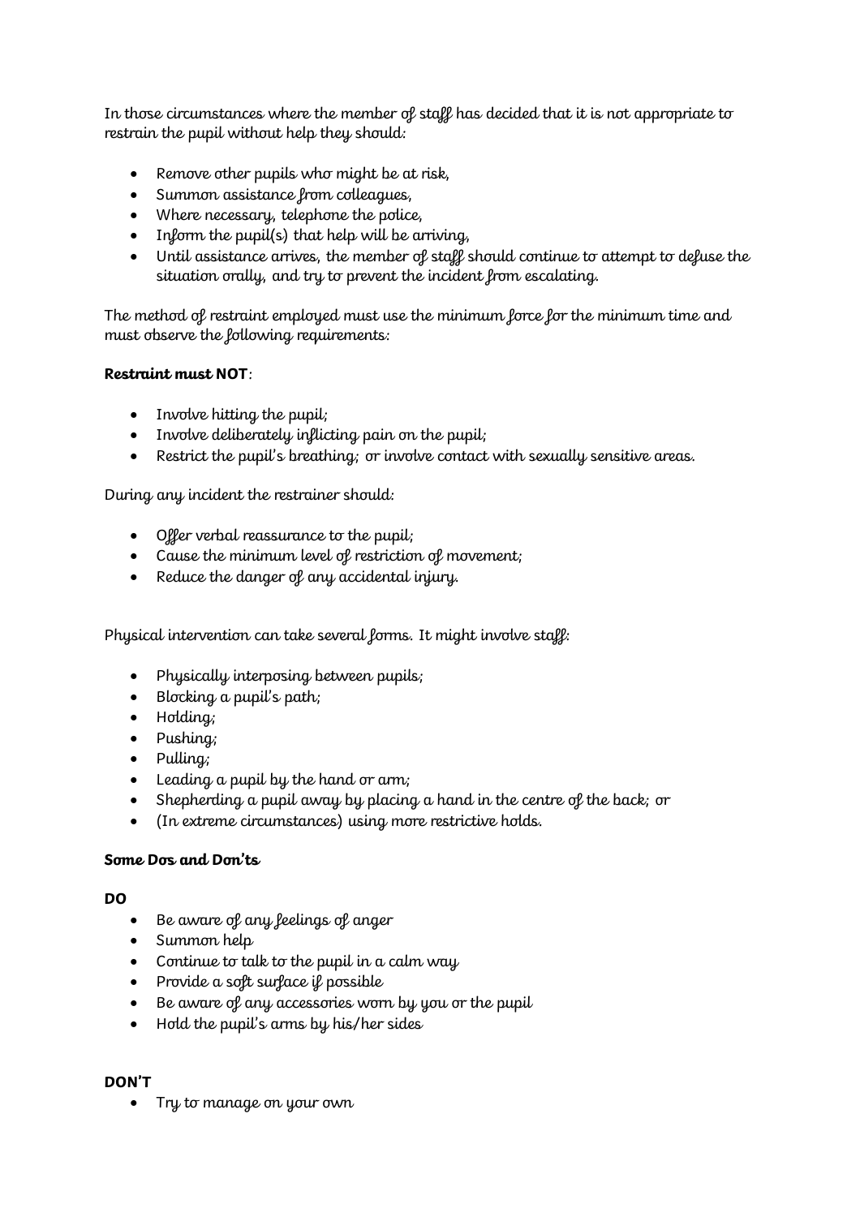In those circumstances where the member of staff has decided that it is not appropriate to restrain the pupil without help they should:

- Remove other pupils who might be at risk,
- Summon assistance from colleagues,
- Where necessary, telephone the police,
- Inform the pupil(s) that help will be arriving,
- Until assistance arrives, the member of staff should continue to attempt to defuse the situation orally, and try to prevent the incident from escalating.

The method of restraint employed must use the minimum force for the minimum time and must observe the following requirements:

**Restraint must NOT**:

- Involve hitting the pupil;
- Involve deliberately inflicting pain on the pupil;
- Restrict the pupil's breathing; or involve contact with sexually sensitive areas.

During any incident the restrainer should:

- Offer verbal reassurance to the pupil;
- Cause the minimum level of restriction of movement;
- Reduce the danger of any accidental injury.

Physical intervention can take several forms. It might involve staff:

- Physically interposing between pupils;
- Blocking a pupil's path;
- Holding;
- Pushing;
- Pulling;
- Leading a pupil by the hand or arm;
- Shepherding a pupil away by placing a hand in the centre of the back; or
- (In extreme circumstances) using more restrictive holds.

**Some Dos and Don'ts**

**DO**

- Be aware of any feelings of anger
- Summon help
- Continue to talk to the pupil in a calm way
- Provide a soft surface if possible
- Be aware of any accessories worn by you or the pupil
- Hold the pupil's arms by his/her sides

**DON'T**

- Try to manage on your own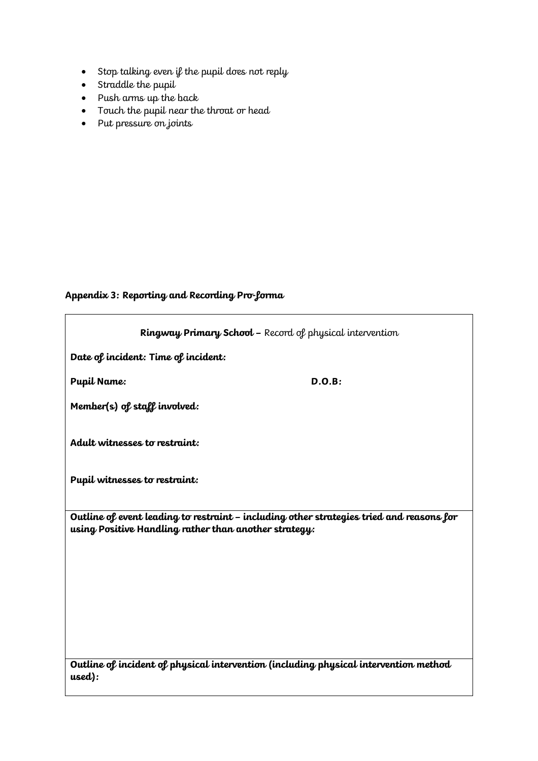- Stop talking even if the pupil does not reply
- Straddle the pupil
- Push arms up the back
- Touch the pupil near the throat or head
- Put pressure on joints

**Appendix 3: Reporting and Recording Pro-forma**

**Ringway Primary School –** Record of physical intervention

**Date of incident: Time of incident:**

**Pupil Name:** **D.O.B:**

**Member(s) of staff involved:**

**Adult witnesses to restraint:**

**Pupil witnesses to restraint:**

**Outline of event leading to restraint – including other strategies tried and reasons for using Positive Handling rather than another strategy:**

**Outline of incident of physical intervention (including physical intervention method used):**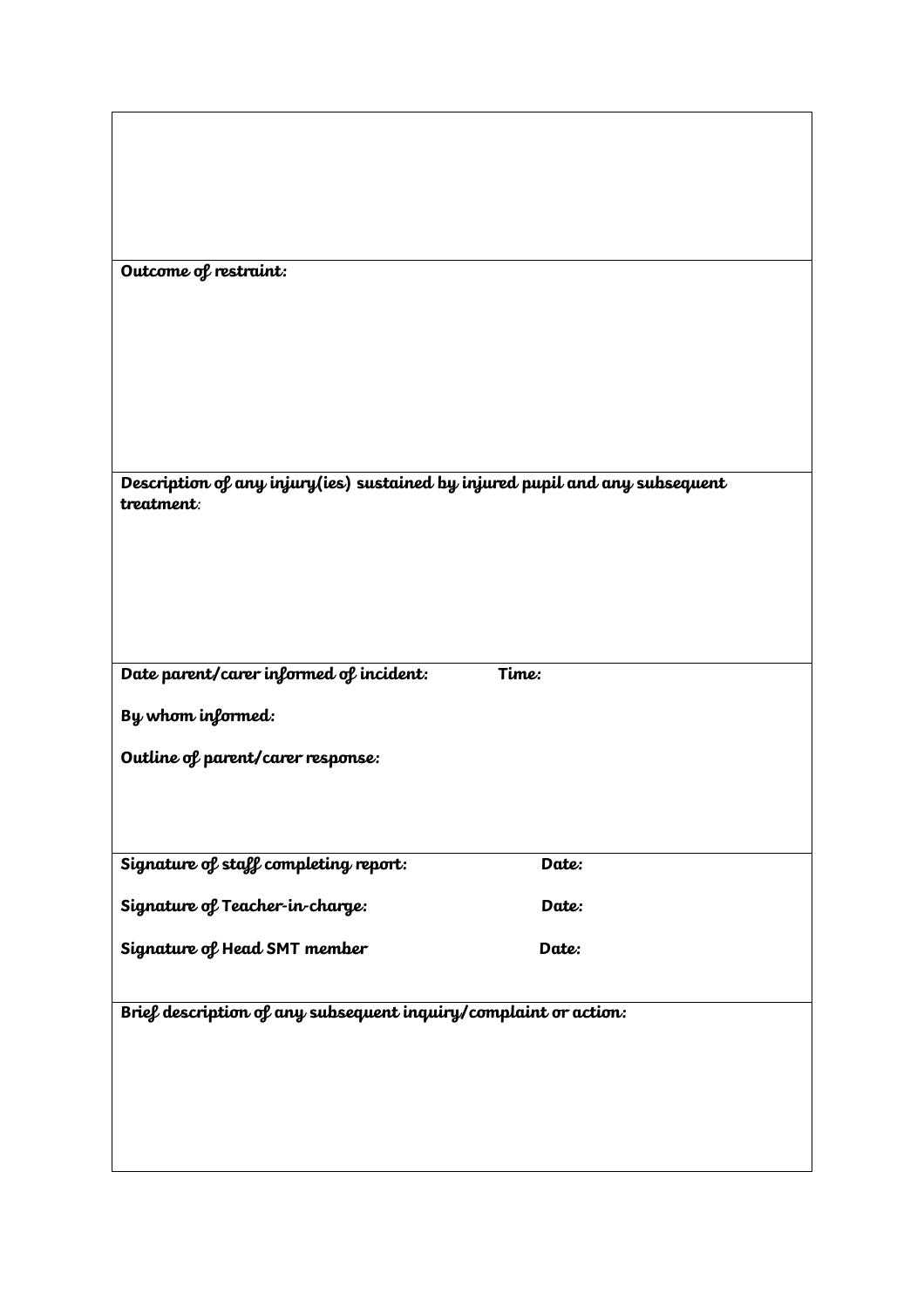**Outcome of restraint:**

**Description of any injury(ies) sustained by injured pupil and any subsequent treatment**:

**Date parent/carer informed of incident:** **Time:**

**By whom informed:**

**Outline of parent/carer response:**

**Signature of staff completing report:** **Date:**

**Signature of Teacher-in-charge:** **Date:**

**Signature of Head SMT member** **Date:**

**Brief description of any subsequent inquiry/complaint or action:**